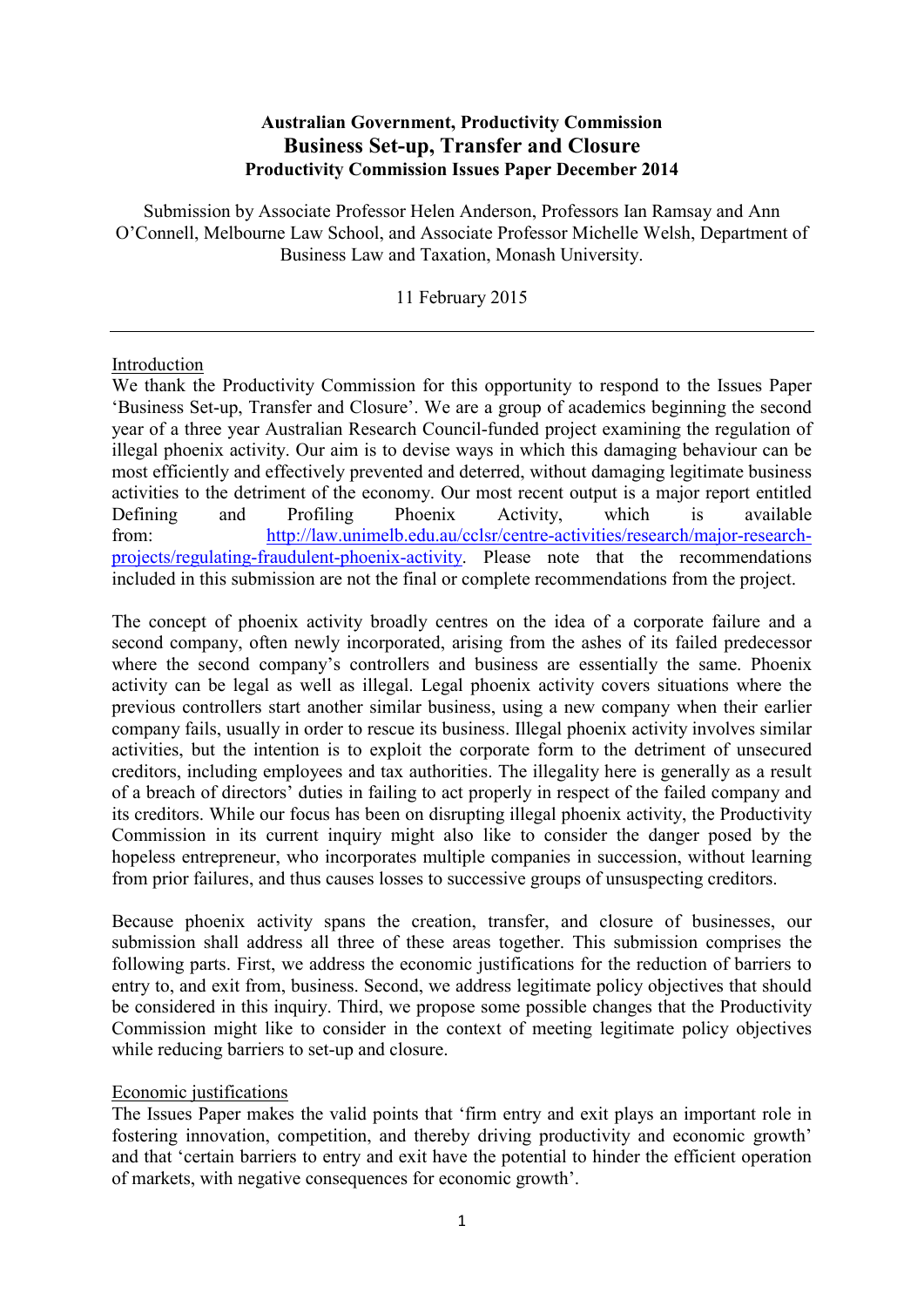**Australian Government, Productivity Commission**

# Business Set-up, Transfer and Closure

**Productivity Commission Issues Paper December 2014**

Submission by Associate Professor Helen Anderson, Professors Ian Ramsay and Ann O'Connell, Melbourne Law School, and Associate Professor Michelle Welsh, Department of Business Law and Taxation, Monash University.

11 February 2015

---

## Introduction

We thank the Productivity Commission for this opportunity to respond to the Issues Paper 'Business Set-up, Transfer and Closure'. We are a group of academics beginning the second year of a three year Australian Research Council-funded project examining the regulation of illegal phoenix activity. Our aim is to devise ways in which this damaging behaviour can be most efficiently and effectively prevented and deterred, without damaging legitimate business activities to the detriment of the economy. Our most recent output is a major report entitled Defining and Profiling Phoenix Activity, which is available from: [http://law.unimelb.edu.au/cclsr/centre-activities/research/major-research-projects/regulating-fraudulent-phoenix-activity](http://law.unimelb.edu.au/cclsr/centre-activities/research/major-research-projects/regulating-fraudulent-phoenix-activity). Please note that the recommendations included in this submission are not the final or complete recommendations from the project.

The concept of phoenix activity broadly centres on the idea of a corporate failure and a second company, often newly incorporated, arising from the ashes of its failed predecessor where the second company's controllers and business are essentially the same. Phoenix activity can be legal as well as illegal. Legal phoenix activity covers situations where the previous controllers start another similar business, using a new company when their earlier company fails, usually in order to rescue its business. Illegal phoenix activity involves similar activities, but the intention is to exploit the corporate form to the detriment of unsecured creditors, including employees and tax authorities. The illegality here is generally as a result of a breach of directors' duties in failing to act properly in respect of the failed company and its creditors. While our focus has been on disrupting illegal phoenix activity, the Productivity Commission in its current inquiry might also like to consider the danger posed by the hopeless entrepreneur, who incorporates multiple companies in succession, without learning from prior failures, and thus causes losses to successive groups of unsuspecting creditors.

Because phoenix activity spans the creation, transfer, and closure of businesses, our submission shall address all three of these areas together. This submission comprises the following parts. First, we address the economic justifications for the reduction of barriers to entry to, and exit from, business. Second, we address legitimate policy objectives that should be considered in this inquiry. Third, we propose some possible changes that the Productivity Commission might like to consider in the context of meeting legitimate policy objectives while reducing barriers to set-up and closure.

## Economic justifications

The Issues Paper makes the valid points that 'firm entry and exit plays an important role in fostering innovation, competition, and thereby driving productivity and economic growth' and that 'certain barriers to entry and exit have the potential to hinder the efficient operation of markets, with negative consequences for economic growth'.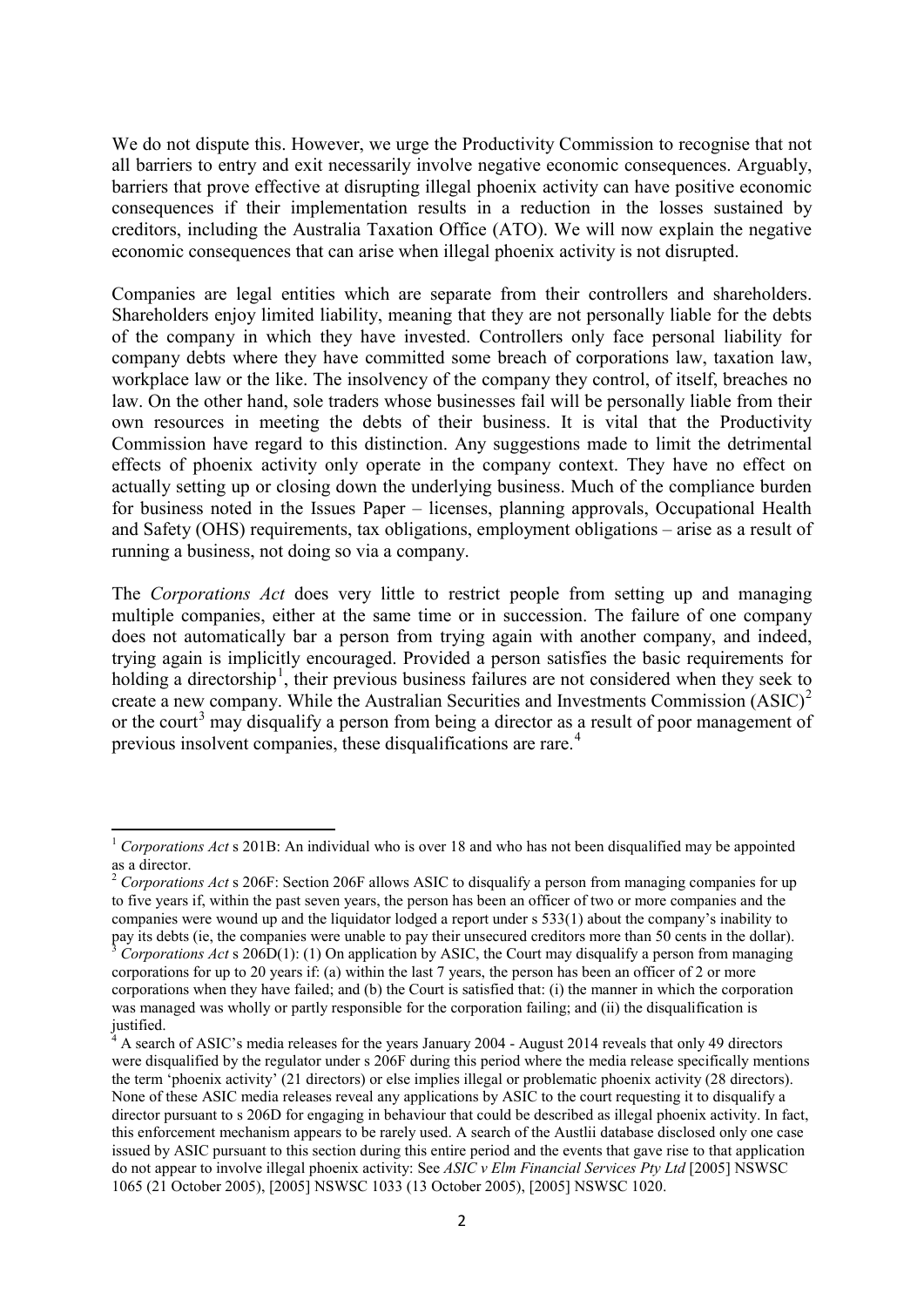We do not dispute this. However, we urge the Productivity Commission to recognise that not all barriers to entry and exit necessarily involve negative economic consequences. Arguably, barriers that prove effective at disrupting illegal phoenix activity can have positive economic consequences if their implementation results in a reduction in the losses sustained by creditors, including the Australia Taxation Office (ATO). We will now explain the negative economic consequences that can arise when illegal phoenix activity is not disrupted.

Companies are legal entities which are separate from their controllers and shareholders. Shareholders enjoy limited liability, meaning that they are not personally liable for the debts of the company in which they have invested. Controllers only face personal liability for company debts where they have committed some breach of corporations law, taxation law, workplace law or the like. The insolvency of the company they control, of itself, breaches no law. On the other hand, sole traders whose businesses fail will be personally liable from their own resources in meeting the debts of their business. It is vital that the Productivity Commission have regard to this distinction. Any suggestions made to limit the detrimental effects of phoenix activity only operate in the company context. They have no effect on actually setting up or closing down the underlying business. Much of the compliance burden for business noted in the Issues Paper – licenses, planning approvals, Occupational Health and Safety (OHS) requirements, tax obligations, employment obligations – arise as a result of running a business, not doing so via a company.

The *Corporations Act* does very little to restrict people from setting up and managing multiple companies, either at the same time or in succession. The failure of one company does not automatically bar a person from trying again with another company, and indeed, trying again is implicitly encouraged. Provided a person satisfies the basic requirements for holding a directorship[1], their previous business failures are not considered when they seek to create a new company. While the Australian Securities and Investments Commission (ASIC)[2] or the court[3] may disqualify a person from being a director as a result of poor management of previous insolvent companies, these disqualifications are rare.[4]

---

[1] *Corporations Act* s 201B: An individual who is over 18 and who has not been disqualified may be appointed as a director.

[2] *Corporations Act* s 206F: Section 206F allows ASIC to disqualify a person from managing companies for up to five years if, within the past seven years, the person has been an officer of two or more companies and the companies were wound up and the liquidator lodged a report under s 533(1) about the company's inability to pay its debts (ie, the companies were unable to pay their unsecured creditors more than 50 cents in the dollar).

[3] *Corporations Act* s 206D(1): (1) On application by ASIC, the Court may disqualify a person from managing corporations for up to 20 years if: (a) within the last 7 years, the person has been an officer of 2 or more corporations when they have failed; and (b) the Court is satisfied that: (i) the manner in which the corporation was managed was wholly or partly responsible for the corporation failing; and (ii) the disqualification is justified.

[4] A search of ASIC's media releases for the years January 2004 - August 2014 reveals that only 49 directors were disqualified by the regulator under s 206F during this period where the media release specifically mentions the term 'phoenix activity' (21 directors) or else implies illegal or problematic phoenix activity (28 directors). None of these ASIC media releases reveal any applications by ASIC to the court requesting it to disqualify a director pursuant to s 206D for engaging in behaviour that could be described as illegal phoenix activity. In fact, this enforcement mechanism appears to be rarely used. A search of the Austlii database disclosed only one case issued by ASIC pursuant to this section during this entire period and the events that gave rise to that application do not appear to involve illegal phoenix activity: See *ASIC v Elm Financial Services Pty Ltd* [2005] NSWSC 1065 (21 October 2005), [2005] NSWSC 1033 (13 October 2005), [2005] NSWSC 1020.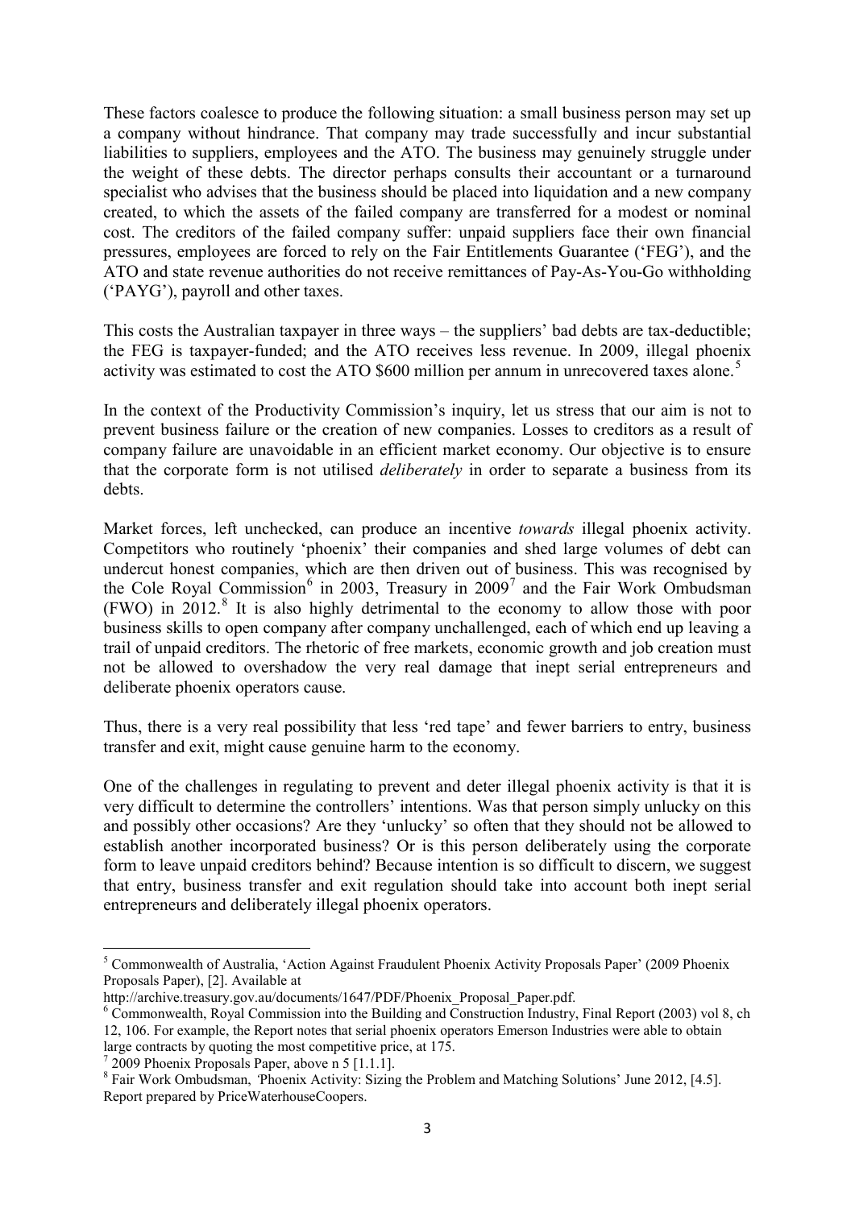These factors coalesce to produce the following situation: a small business person may set up a company without hindrance. That company may trade successfully and incur substantial liabilities to suppliers, employees and the ATO. The business may genuinely struggle under the weight of these debts. The director perhaps consults their accountant or a turnaround specialist who advises that the business should be placed into liquidation and a new company created, to which the assets of the failed company are transferred for a modest or nominal cost. The creditors of the failed company suffer: unpaid suppliers face their own financial pressures, employees are forced to rely on the Fair Entitlements Guarantee ('FEG'), and the ATO and state revenue authorities do not receive remittances of Pay-As-You-Go withholding ('PAYG'), payroll and other taxes.

This costs the Australian taxpayer in three ways – the suppliers' bad debts are tax-deductible; the FEG is taxpayer-funded; and the ATO receives less revenue. In 2009, illegal phoenix activity was estimated to cost the ATO $600 million per annum in unrecovered taxes alone.[5]

In the context of the Productivity Commission's inquiry, let us stress that our aim is not to prevent business failure or the creation of new companies. Losses to creditors as a result of company failure are unavoidable in an efficient market economy. Our objective is to ensure that the corporate form is not utilised *deliberately* in order to separate a business from its debts.

Market forces, left unchecked, can produce an incentive *towards* illegal phoenix activity. Competitors who routinely 'phoenix' their companies and shed large volumes of debt can undercut honest companies, which are then driven out of business. This was recognised by the Cole Royal Commission[6] in 2003, Treasury in 2009[7] and the Fair Work Ombudsman (FWO) in 2012.[8] It is also highly detrimental to the economy to allow those with poor business skills to open company after company unchallenged, each of which end up leaving a trail of unpaid creditors. The rhetoric of free markets, economic growth and job creation must not be allowed to overshadow the very real damage that inept serial entrepreneurs and deliberate phoenix operators cause.

Thus, there is a very real possibility that less 'red tape' and fewer barriers to entry, business transfer and exit, might cause genuine harm to the economy.

One of the challenges in regulating to prevent and deter illegal phoenix activity is that it is very difficult to determine the controllers' intentions. Was that person simply unlucky on this and possibly other occasions? Are they 'unlucky' so often that they should not be allowed to establish another incorporated business? Or is this person deliberately using the corporate form to leave unpaid creditors behind? Because intention is so difficult to discern, we suggest that entry, business transfer and exit regulation should take into account both inept serial entrepreneurs and deliberately illegal phoenix operators.

---

[5] Commonwealth of Australia, 'Action Against Fraudulent Phoenix Activity Proposals Paper' (2009 Phoenix Proposals Paper), [2]. Available at http://archive.treasury.gov.au/documents/1647/PDF/Phoenix_Proposal_Paper.pdf.

[6] Commonwealth, Royal Commission into the Building and Construction Industry, Final Report (2003) vol 8, ch 12, 106. For example, the Report notes that serial phoenix operators Emerson Industries were able to obtain large contracts by quoting the most competitive price, at 175.

[7] 2009 Phoenix Proposals Paper, above n 5 [1.1.1].

[8] Fair Work Ombudsman, 'Phoenix Activity: Sizing the Problem and Matching Solutions' June 2012, [4.5]. Report prepared by PriceWaterhouseCoopers.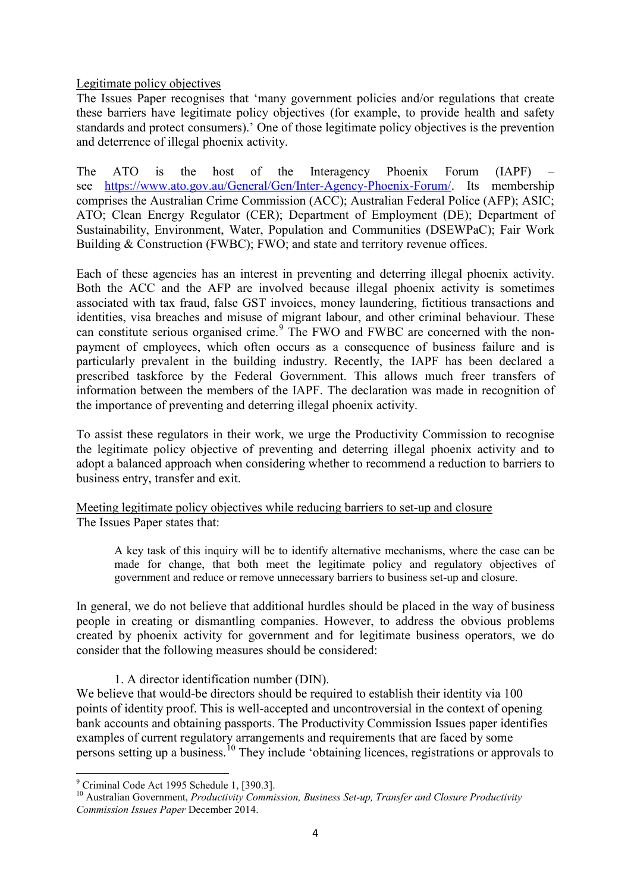<u>Legitimate policy objectives</u>

The Issues Paper recognises that 'many government policies and/or regulations that create these barriers have legitimate policy objectives (for example, to provide health and safety standards and protect consumers).' One of those legitimate policy objectives is the prevention and deterrence of illegal phoenix activity.

The ATO is the host of the Interagency Phoenix Forum (IAPF) – see https://www.ato.gov.au/General/Gen/Inter-Agency-Phoenix-Forum/. Its membership comprises the Australian Crime Commission (ACC); Australian Federal Police (AFP); ASIC; ATO; Clean Energy Regulator (CER); Department of Employment (DE); Department of Sustainability, Environment, Water, Population and Communities (DSEWPaC); Fair Work Building & Construction (FWBC); FWO; and state and territory revenue offices.

Each of these agencies has an interest in preventing and deterring illegal phoenix activity. Both the ACC and the AFP are involved because illegal phoenix activity is sometimes associated with tax fraud, false GST invoices, money laundering, fictitious transactions and identities, visa breaches and misuse of migrant labour, and other criminal behaviour. These can constitute serious organised crime.[9] The FWO and FWBC are concerned with the non-payment of employees, which often occurs as a consequence of business failure and is particularly prevalent in the building industry. Recently, the IAPF has been declared a prescribed taskforce by the Federal Government. This allows much freer transfers of information between the members of the IAPF. The declaration was made in recognition of the importance of preventing and deterring illegal phoenix activity.

To assist these regulators in their work, we urge the Productivity Commission to recognise the legitimate policy objective of preventing and deterring illegal phoenix activity and to adopt a balanced approach when considering whether to recommend a reduction to barriers to business entry, transfer and exit.

<u>Meeting legitimate policy objectives while reducing barriers to set-up and closure</u>

The Issues Paper states that:

> A key task of this inquiry will be to identify alternative mechanisms, where the case can be made for change, that both meet the legitimate policy and regulatory objectives of government and reduce or remove unnecessary barriers to business set-up and closure.

In general, we do not believe that additional hurdles should be placed in the way of business people in creating or dismantling companies. However, to address the obvious problems created by phoenix activity for government and for legitimate business operators, we do consider that the following measures should be considered:

1. A director identification number (DIN).

We believe that would-be directors should be required to establish their identity via 100 points of identity proof. This is well-accepted and uncontroversial in the context of opening bank accounts and obtaining passports. The Productivity Commission Issues paper identifies examples of current regulatory arrangements and requirements that are faced by some persons setting up a business.[10] They include 'obtaining licences, registrations or approvals to

---

[9] Criminal Code Act 1995 Schedule 1, [390.3].

[10] Australian Government, *Productivity Commission, Business Set-up, Transfer and Closure Productivity Commission Issues Paper* December 2014.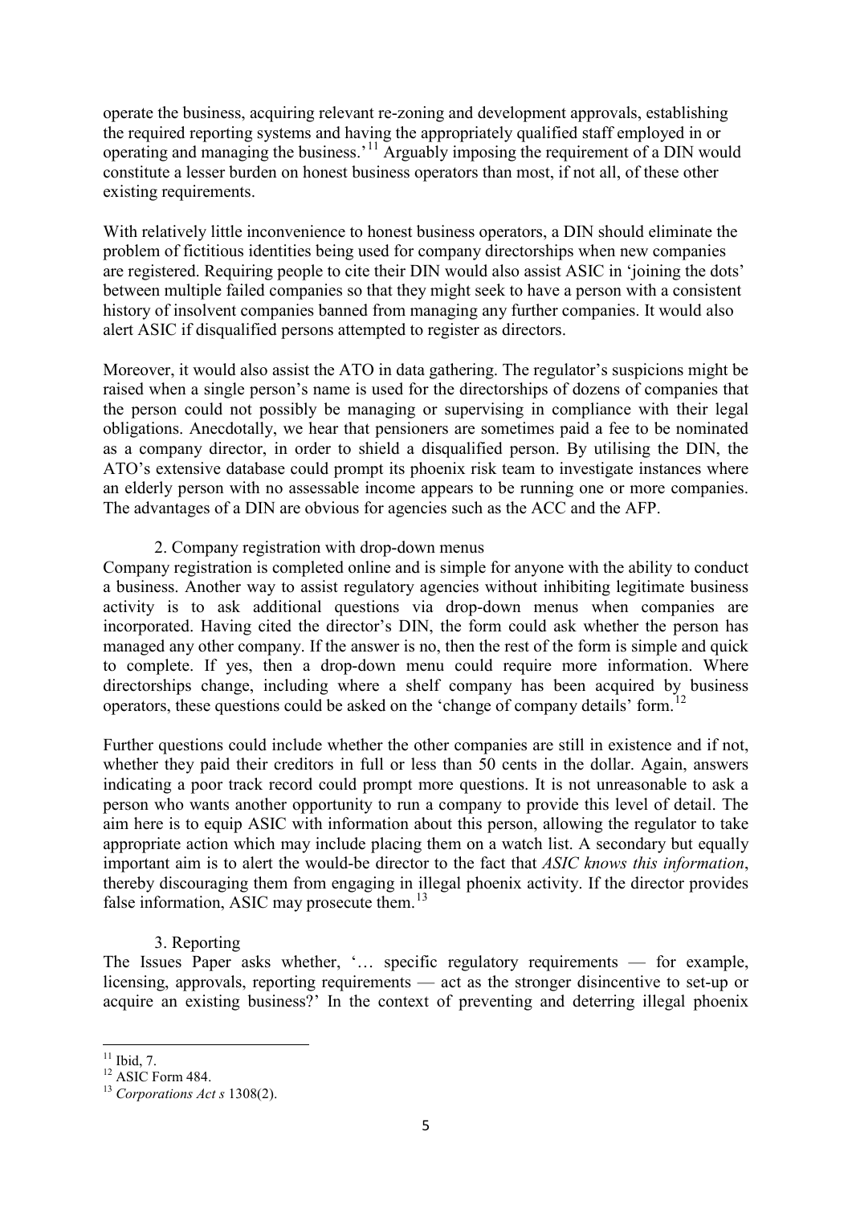operate the business, acquiring relevant re-zoning and development approvals, establishing the required reporting systems and having the appropriately qualified staff employed in or operating and managing the business.'[11] Arguably imposing the requirement of a DIN would constitute a lesser burden on honest business operators than most, if not all, of these other existing requirements.

With relatively little inconvenience to honest business operators, a DIN should eliminate the problem of fictitious identities being used for company directorships when new companies are registered. Requiring people to cite their DIN would also assist ASIC in 'joining the dots' between multiple failed companies so that they might seek to have a person with a consistent history of insolvent companies banned from managing any further companies. It would also alert ASIC if disqualified persons attempted to register as directors.

Moreover, it would also assist the ATO in data gathering. The regulator's suspicions might be raised when a single person's name is used for the directorships of dozens of companies that the person could not possibly be managing or supervising in compliance with their legal obligations. Anecdotally, we hear that pensioners are sometimes paid a fee to be nominated as a company director, in order to shield a disqualified person. By utilising the DIN, the ATO's extensive database could prompt its phoenix risk team to investigate instances where an elderly person with no assessable income appears to be running one or more companies. The advantages of a DIN are obvious for agencies such as the ACC and the AFP.

2. Company registration with drop-down menus

Company registration is completed online and is simple for anyone with the ability to conduct a business. Another way to assist regulatory agencies without inhibiting legitimate business activity is to ask additional questions via drop-down menus when companies are incorporated. Having cited the director's DIN, the form could ask whether the person has managed any other company. If the answer is no, then the rest of the form is simple and quick to complete. If yes, then a drop-down menu could require more information. Where directorships change, including where a shelf company has been acquired by business operators, these questions could be asked on the 'change of company details' form.[12]

Further questions could include whether the other companies are still in existence and if not, whether they paid their creditors in full or less than 50 cents in the dollar. Again, answers indicating a poor track record could prompt more questions. It is not unreasonable to ask a person who wants another opportunity to run a company to provide this level of detail. The aim here is to equip ASIC with information about this person, allowing the regulator to take appropriate action which may include placing them on a watch list. A secondary but equally important aim is to alert the would-be director to the fact that *ASIC knows this information*, thereby discouraging them from engaging in illegal phoenix activity. If the director provides false information, ASIC may prosecute them.[13]

3. Reporting

The Issues Paper asks whether, '… specific regulatory requirements — for example, licensing, approvals, reporting requirements — act as the stronger disincentive to set-up or acquire an existing business?' In the context of preventing and deterring illegal phoenix

---

[11] Ibid, 7.

[12] ASIC Form 484.

[13] *Corporations Act s* 1308(2).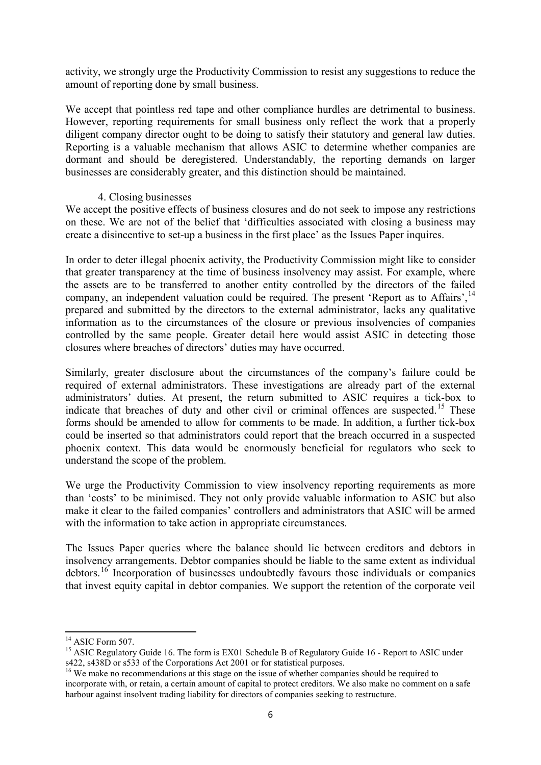activity, we strongly urge the Productivity Commission to resist any suggestions to reduce the amount of reporting done by small business.

We accept that pointless red tape and other compliance hurdles are detrimental to business. However, reporting requirements for small business only reflect the work that a properly diligent company director ought to be doing to satisfy their statutory and general law duties. Reporting is a valuable mechanism that allows ASIC to determine whether companies are dormant and should be deregistered. Understandably, the reporting demands on larger businesses are considerably greater, and this distinction should be maintained.

## 4. Closing businesses

We accept the positive effects of business closures and do not seek to impose any restrictions on these. We are not of the belief that 'difficulties associated with closing a business may create a disincentive to set-up a business in the first place' as the Issues Paper inquires.

In order to deter illegal phoenix activity, the Productivity Commission might like to consider that greater transparency at the time of business insolvency may assist. For example, where the assets are to be transferred to another entity controlled by the directors of the failed company, an independent valuation could be required. The present 'Report as to Affairs',[14] prepared and submitted by the directors to the external administrator, lacks any qualitative information as to the circumstances of the closure or previous insolvencies of companies controlled by the same people. Greater detail here would assist ASIC in detecting those closures where breaches of directors' duties may have occurred.

Similarly, greater disclosure about the circumstances of the company's failure could be required of external administrators. These investigations are already part of the external administrators' duties. At present, the return submitted to ASIC requires a tick-box to indicate that breaches of duty and other civil or criminal offences are suspected.[15] These forms should be amended to allow for comments to be made. In addition, a further tick-box could be inserted so that administrators could report that the breach occurred in a suspected phoenix context. This data would be enormously beneficial for regulators who seek to understand the scope of the problem.

We urge the Productivity Commission to view insolvency reporting requirements as more than 'costs' to be minimised. They not only provide valuable information to ASIC but also make it clear to the failed companies' controllers and administrators that ASIC will be armed with the information to take action in appropriate circumstances.

The Issues Paper queries where the balance should lie between creditors and debtors in insolvency arrangements. Debtor companies should be liable to the same extent as individual debtors.[16] Incorporation of businesses undoubtedly favours those individuals or companies that invest equity capital in debtor companies. We support the retention of the corporate veil

---

[14] ASIC Form 507.

[15] ASIC Regulatory Guide 16. The form is EX01 Schedule B of Regulatory Guide 16 - Report to ASIC under s422, s438D or s533 of the Corporations Act 2001 or for statistical purposes.

[16] We make no recommendations at this stage on the issue of whether companies should be required to incorporate with, or retain, a certain amount of capital to protect creditors. We also make no comment on a safe harbour against insolvent trading liability for directors of companies seeking to restructure.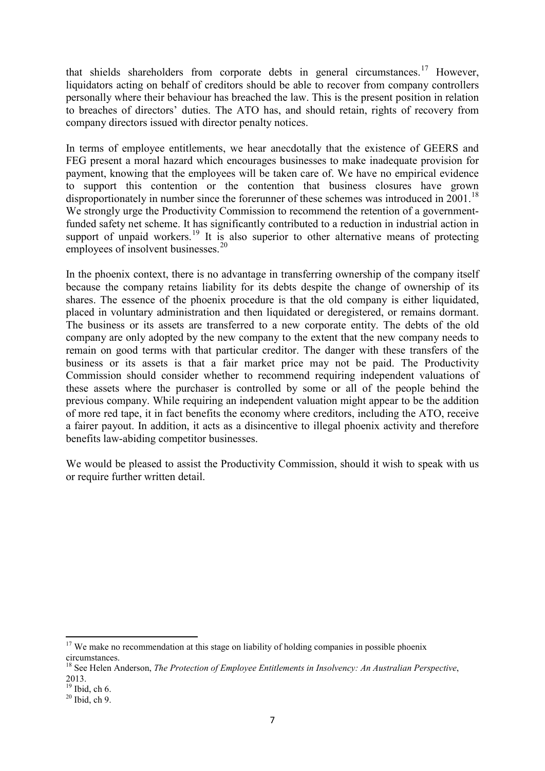that shields shareholders from corporate debts in general circumstances.[17] However, liquidators acting on behalf of creditors should be able to recover from company controllers personally where their behaviour has breached the law. This is the present position in relation to breaches of directors' duties. The ATO has, and should retain, rights of recovery from company directors issued with director penalty notices.

In terms of employee entitlements, we hear anecdotally that the existence of GEERS and FEG present a moral hazard which encourages businesses to make inadequate provision for payment, knowing that the employees will be taken care of. We have no empirical evidence to support this contention or the contention that business closures have grown disproportionately in number since the forerunner of these schemes was introduced in 2001.[18] We strongly urge the Productivity Commission to recommend the retention of a government-funded safety net scheme. It has significantly contributed to a reduction in industrial action in support of unpaid workers.[19] It is also superior to other alternative means of protecting employees of insolvent businesses.[20]

In the phoenix context, there is no advantage in transferring ownership of the company itself because the company retains liability for its debts despite the change of ownership of its shares. The essence of the phoenix procedure is that the old company is either liquidated, placed in voluntary administration and then liquidated or deregistered, or remains dormant. The business or its assets are transferred to a new corporate entity. The debts of the old company are only adopted by the new company to the extent that the new company needs to remain on good terms with that particular creditor. The danger with these transfers of the business or its assets is that a fair market price may not be paid. The Productivity Commission should consider whether to recommend requiring independent valuations of these assets where the purchaser is controlled by some or all of the people behind the previous company. While requiring an independent valuation might appear to be the addition of more red tape, it in fact benefits the economy where creditors, including the ATO, receive a fairer payout. In addition, it acts as a disincentive to illegal phoenix activity and therefore benefits law-abiding competitor businesses.

We would be pleased to assist the Productivity Commission, should it wish to speak with us or require further written detail.

---

[17] We make no recommendation at this stage on liability of holding companies in possible phoenix circumstances.

[18] See Helen Anderson, *The Protection of Employee Entitlements in Insolvency: An Australian Perspective*, 2013.

[19] Ibid, ch 6.

[20] Ibid, ch 9.